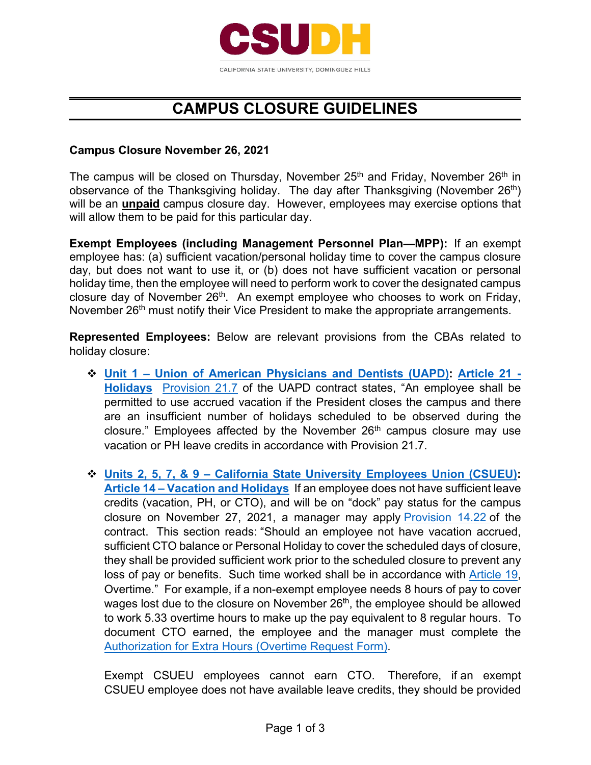# CAMPUS CLOSURE GUIDELINES

**Campus Closure November 26, 2021**

The campus will be closed on Thursday, November 25th and Friday, November 26th in observance of the Thanksgiving holiday. The day after Thanksgiving (November 26th) will be an **unpaid** campus closure day. However, employees may exercise options that will allow them to be paid for this particular day.

**Exempt Employees (including Management Personnel Plan—MPP):** If an exempt employee has: (a) sufficient vacation/personal holiday time to cover the campus closure day, but does not want to use it, or (b) does not have sufficient vacation or personal holiday time, then the employee will need to perform work to cover the designated campus closure day of November 26th. An exempt employee who chooses to work on Friday, November 26th must notify their Vice President to make the appropriate arrangements.

**Represented Employees:** Below are relevant provisions from the CBAs related to holiday closure:

- **Unit 1 – Union of American Physicians and Dentists (UAPD): Article 21 - Holidays** Provision 21.7 of the UAPD contract states, "An employee shall be permitted to use accrued vacation if the President closes the campus and there are an insufficient number of holidays scheduled to be observed during the closure." Employees affected by the November 26th campus closure may use vacation or PH leave credits in accordance with Provision 21.7.

- **Units 2, 5, 7, & 9 – California State University Employees Union (CSUEU): Article 14 – Vacation and Holidays** If an employee does not have sufficient leave credits (vacation, PH, or CTO), and will be on "dock" pay status for the campus closure on November 27, 2021, a manager may apply Provision 14.22 of the contract. This section reads: "Should an employee not have vacation accrued, sufficient CTO balance or Personal Holiday to cover the scheduled days of closure, they shall be provided sufficient work prior to the scheduled closure to prevent any loss of pay or benefits. Such time worked shall be in accordance with Article 19, Overtime." For example, if a non-exempt employee needs 8 hours of pay to cover wages lost due to the closure on November 26th, the employee should be allowed to work 5.33 overtime hours to make up the pay equivalent to 8 regular hours. To document CTO earned, the employee and the manager must complete the Authorization for Extra Hours (Overtime Request Form).

  Exempt CSUEU employees cannot earn CTO. Therefore, if an exempt CSUEU employee does not have available leave credits, they should be provided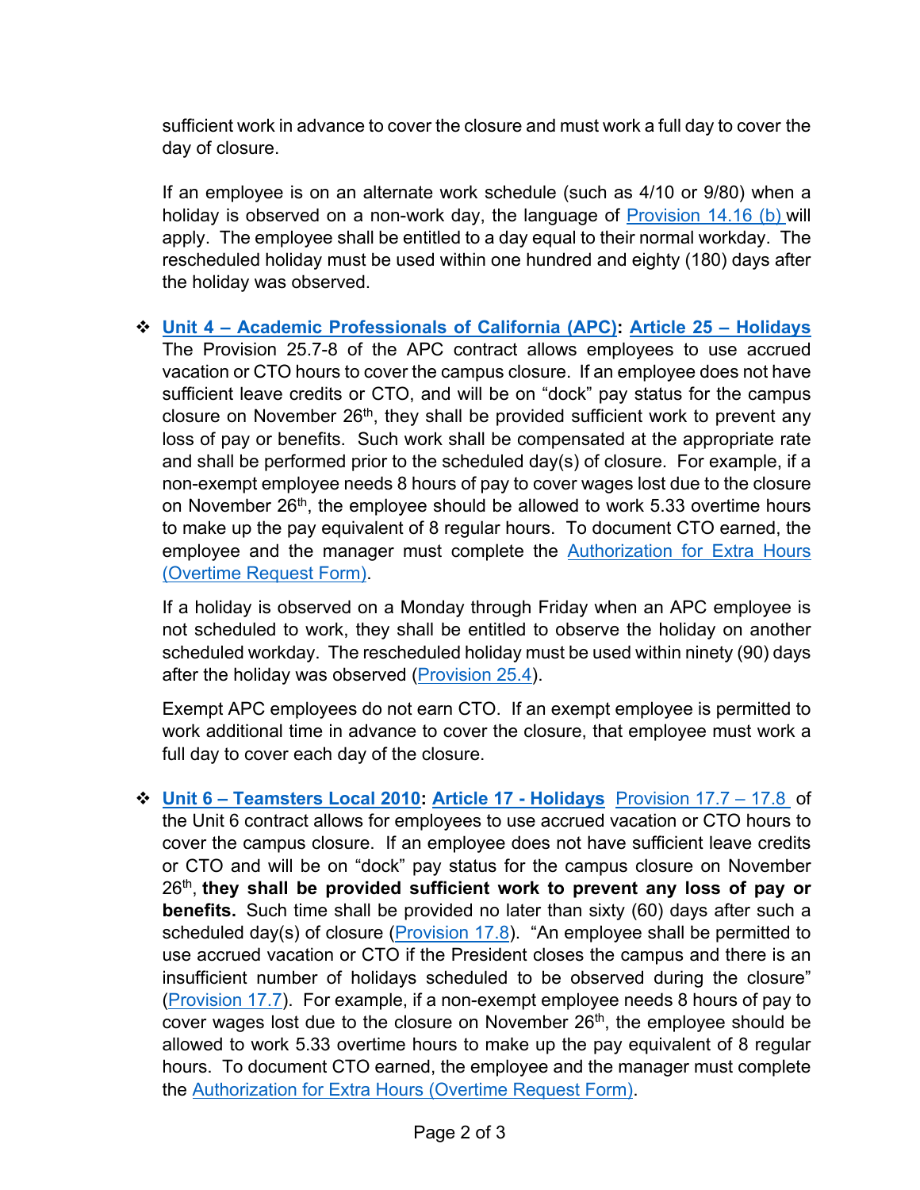sufficient work in advance to cover the closure and must work a full day to cover the day of closure.

If an employee is on an alternate work schedule (such as 4/10 or 9/80) when a holiday is observed on a non-work day, the language of Provision 14.16 (b) will apply. The employee shall be entitled to a day equal to their normal workday. The rescheduled holiday must be used within one hundred and eighty (180) days after the holiday was observed.

- **Unit 4 – Academic Professionals of California (APC): Article 25 – Holidays** The Provision 25.7-8 of the APC contract allows employees to use accrued vacation or CTO hours to cover the campus closure. If an employee does not have sufficient leave credits or CTO, and will be on "dock" pay status for the campus closure on November 26th, they shall be provided sufficient work to prevent any loss of pay or benefits. Such work shall be compensated at the appropriate rate and shall be performed prior to the scheduled day(s) of closure. For example, if a non-exempt employee needs 8 hours of pay to cover wages lost due to the closure on November 26th, the employee should be allowed to work 5.33 overtime hours to make up the pay equivalent of 8 regular hours. To document CTO earned, the employee and the manager must complete the Authorization for Extra Hours (Overtime Request Form).

  If a holiday is observed on a Monday through Friday when an APC employee is not scheduled to work, they shall be entitled to observe the holiday on another scheduled workday. The rescheduled holiday must be used within ninety (90) days after the holiday was observed (Provision 25.4).

  Exempt APC employees do not earn CTO. If an exempt employee is permitted to work additional time in advance to cover the closure, that employee must work a full day to cover each day of the closure.

- **Unit 6 – Teamsters Local 2010: Article 17 - Holidays** Provision 17.7 – 17.8 of the Unit 6 contract allows for employees to use accrued vacation or CTO hours to cover the campus closure. If an employee does not have sufficient leave credits or CTO and will be on "dock" pay status for the campus closure on November 26th, **they shall be provided sufficient work to prevent any loss of pay or benefits.** Such time shall be provided no later than sixty (60) days after such a scheduled day(s) of closure (Provision 17.8). "An employee shall be permitted to use accrued vacation or CTO if the President closes the campus and there is an insufficient number of holidays scheduled to be observed during the closure" (Provision 17.7). For example, if a non-exempt employee needs 8 hours of pay to cover wages lost due to the closure on November 26th, the employee should be allowed to work 5.33 overtime hours to make up the pay equivalent of 8 regular hours. To document CTO earned, the employee and the manager must complete the Authorization for Extra Hours (Overtime Request Form).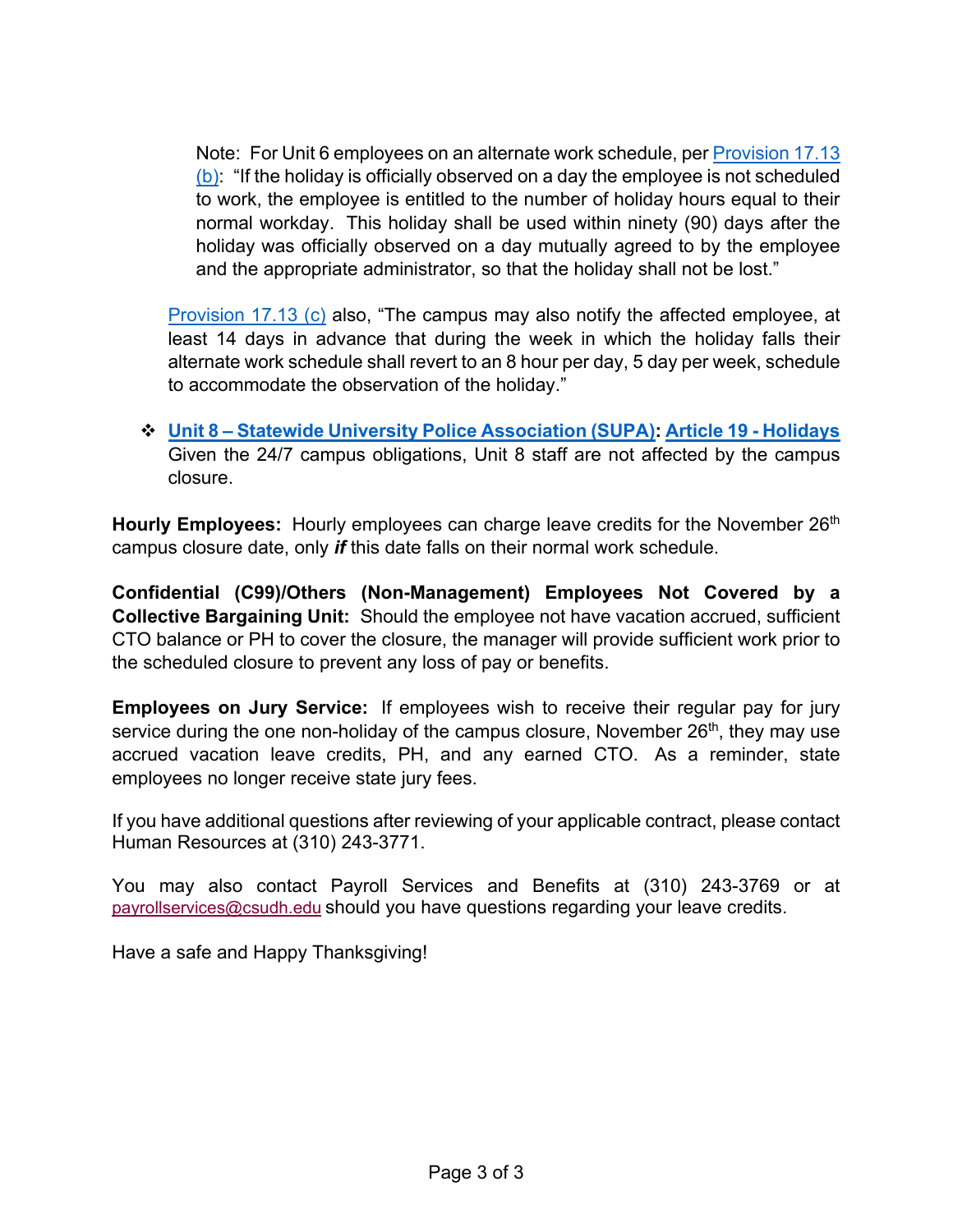Note: For Unit 6 employees on an alternate work schedule, per Provision 17.13 (b): "If the holiday is officially observed on a day the employee is not scheduled to work, the employee is entitled to the number of holiday hours equal to their normal workday. This holiday shall be used within ninety (90) days after the holiday was officially observed on a day mutually agreed to by the employee and the appropriate administrator, so that the holiday shall not be lost."

Provision 17.13 (c) also, "The campus may also notify the affected employee, at least 14 days in advance that during the week in which the holiday falls their alternate work schedule shall revert to an 8 hour per day, 5 day per week, schedule to accommodate the observation of the holiday."

- **Unit 8 – Statewide University Police Association (SUPA)**: **Article 19 - Holidays** Given the 24/7 campus obligations, Unit 8 staff are not affected by the campus closure.

**Hourly Employees:** Hourly employees can charge leave credits for the November 26th campus closure date, only ***if*** this date falls on their normal work schedule.

**Confidential (C99)/Others (Non-Management) Employees Not Covered by a Collective Bargaining Unit:** Should the employee not have vacation accrued, sufficient CTO balance or PH to cover the closure, the manager will provide sufficient work prior to the scheduled closure to prevent any loss of pay or benefits.

**Employees on Jury Service:** If employees wish to receive their regular pay for jury service during the one non-holiday of the campus closure, November 26th, they may use accrued vacation leave credits, PH, and any earned CTO. As a reminder, state employees no longer receive state jury fees.

If you have additional questions after reviewing of your applicable contract, please contact Human Resources at (310) 243-3771.

You may also contact Payroll Services and Benefits at (310) 243-3769 or at payrollservices@csudh.edu should you have questions regarding your leave credits.

Have a safe and Happy Thanksgiving!